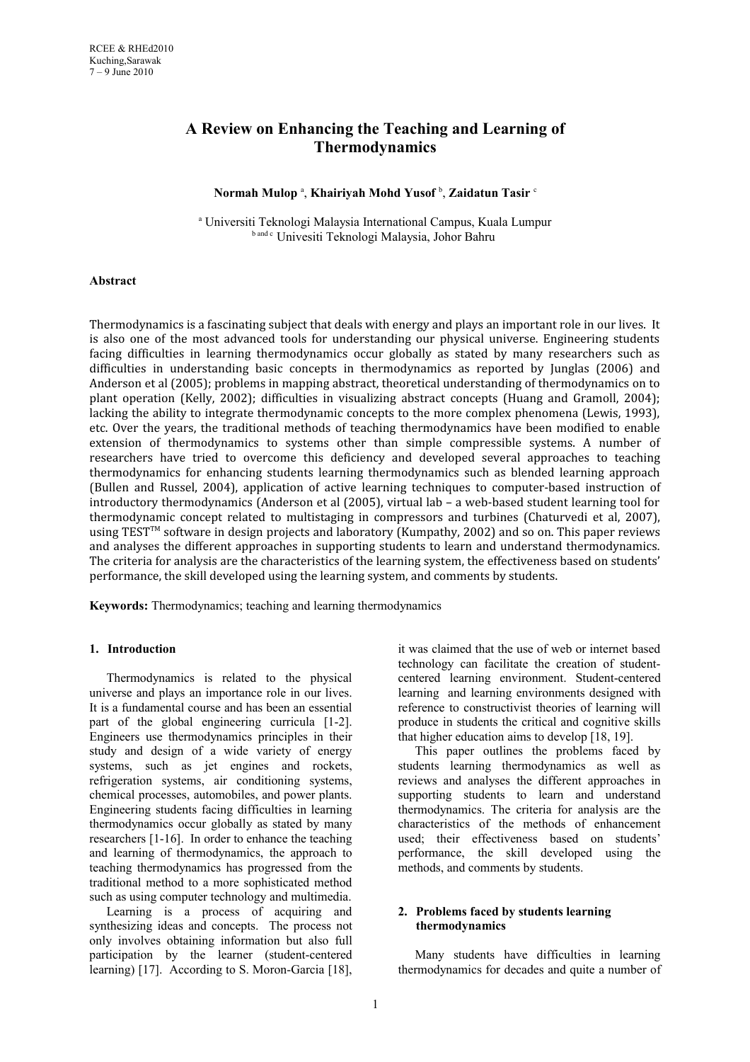# A Review on Enhancing the Teaching and Learning of Thermodynamics

**Normah Mulop** [a], **Khairiyah Mohd Yusof** [b], **Zaidatun Tasir** [c]

[a] Universiti Teknologi Malaysia International Campus, Kuala Lumpur
[b and c] Univesiti Teknologi Malaysia, Johor Bahru

### Abstract

Thermodynamics is a fascinating subject that deals with energy and plays an important role in our lives. It is also one of the most advanced tools for understanding our physical universe. Engineering students facing difficulties in learning thermodynamics occur globally as stated by many researchers such as difficulties in understanding basic concepts in thermodynamics as reported by Junglas (2006) and Anderson et al (2005); problems in mapping abstract, theoretical understanding of thermodynamics on to plant operation (Kelly, 2002); difficulties in visualizing abstract concepts (Huang and Gramoll, 2004); lacking the ability to integrate thermodynamic concepts to the more complex phenomena (Lewis, 1993), etc. Over the years, the traditional methods of teaching thermodynamics have been modified to enable extension of thermodynamics to systems other than simple compressible systems. A number of researchers have tried to overcome this deficiency and developed several approaches to teaching thermodynamics for enhancing students learning thermodynamics such as blended learning approach (Bullen and Russel, 2004), application of active learning techniques to computer-based instruction of introductory thermodynamics (Anderson et al (2005), virtual lab – a web-based student learning tool for thermodynamic concept related to multistaging in compressors and turbines (Chaturvedi et al, 2007), using TEST™ software in design projects and laboratory (Kumpathy, 2002) and so on. This paper reviews and analyses the different approaches in supporting students to learn and understand thermodynamics. The criteria for analysis are the characteristics of the learning system, the effectiveness based on students' performance, the skill developed using the learning system, and comments by students.

**Keywords:** Thermodynamics; teaching and learning thermodynamics

## 1. Introduction

Thermodynamics is related to the physical universe and plays an importance role in our lives. It is a fundamental course and has been an essential part of the global engineering curricula [1-2]. Engineers use thermodynamics principles in their study and design of a wide variety of energy systems, such as jet engines and rockets, refrigeration systems, air conditioning systems, chemical processes, automobiles, and power plants. Engineering students facing difficulties in learning thermodynamics occur globally as stated by many researchers [1-16]. In order to enhance the teaching and learning of thermodynamics, the approach to teaching thermodynamics has progressed from the traditional method to a more sophisticated method such as using computer technology and multimedia.

Learning is a process of acquiring and synthesizing ideas and concepts. The process not only involves obtaining information but also full participation by the learner (student-centered learning) [17]. According to S. Moron-Garcia [18], it was claimed that the use of web or internet based technology can facilitate the creation of student-centered learning environment. Student-centered learning and learning environments designed with reference to constructivist theories of learning will produce in students the critical and cognitive skills that higher education aims to develop [18, 19].

This paper outlines the problems faced by students learning thermodynamics as well as reviews and analyses the different approaches in supporting students to learn and understand thermodynamics. The criteria for analysis are the characteristics of the methods of enhancement used; their effectiveness based on students' performance, the skill developed using the methods, and comments by students.

## 2. Problems faced by students learning thermodynamics

Many students have difficulties in learning thermodynamics for decades and quite a number of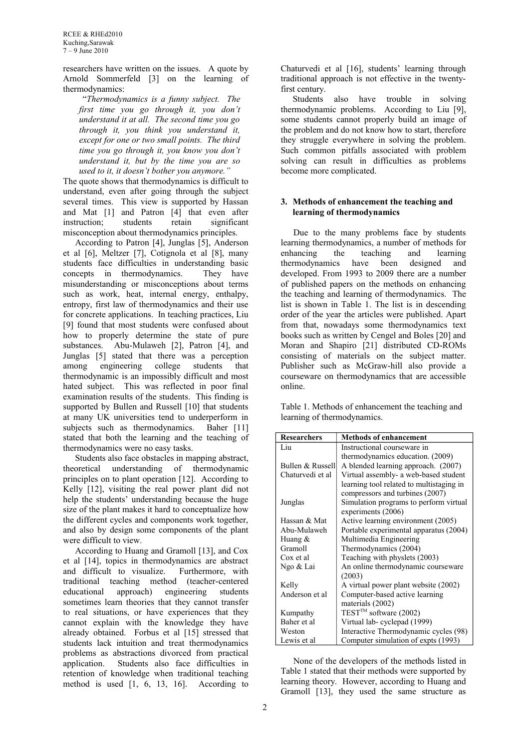researchers have written on the issues. A quote by Arnold Sommerfeld [3] on the learning of thermodynamics:

> "*Thermodynamics is a funny subject. The first time you go through it, you don't understand it at all. The second time you go through it, you think you understand it, except for one or two small points. The third time you go through it, you know you don't understand it, but by the time you are so used to it, it doesn't bother you anymore.*"

The quote shows that thermodynamics is difficult to understand, even after going through the subject several times. This view is supported by Hassan and Mat [1] and Patron [4] that even after instruction; students retain significant misconception about thermodynamics principles.

According to Patron [4], Junglas [5], Anderson et al [6], Meltzer [7], Cotignola et al [8], many students face difficulties in understanding basic concepts in thermodynamics. They have misunderstanding or misconceptions about terms such as work, heat, internal energy, enthalpy, entropy, first law of thermodynamics and their use for concrete applications. In teaching practices, Liu [9] found that most students were confused about how to properly determine the state of pure substances. Abu-Mulaweh [2], Patron [4], and Junglas [5] stated that there was a perception among engineering college students that thermodynamic is an impossibly difficult and most hated subject. This was reflected in poor final examination results of the students. This finding is supported by Bullen and Russell [10] that students at many UK universities tend to underperform in subjects such as thermodynamics. Baher [11] stated that both the learning and the teaching of thermodynamics were no easy tasks.

Students also face obstacles in mapping abstract, theoretical understanding of thermodynamic principles on to plant operation [12]. According to Kelly [12], visiting the real power plant did not help the students' understanding because the huge size of the plant makes it hard to conceptualize how the different cycles and components work together, and also by design some components of the plant were difficult to view.

According to Huang and Gramoll [13], and Cox et al [14], topics in thermodynamics are abstract and difficult to visualize. Furthermore, with traditional teaching method (teacher-centered educational approach) engineering students sometimes learn theories that they cannot transfer to real situations, or have experiences that they cannot explain with the knowledge they have already obtained. Forbus et al [15] stressed that students lack intuition and treat thermodynamics problems as abstractions divorced from practical application. Students also face difficulties in retention of knowledge when traditional teaching method is used [1, 6, 13, 16]. According to Chaturvedi et al [16], students' learning through traditional approach is not effective in the twenty-first century.

Students also have trouble in solving thermodynamic problems. According to Liu [9], some students cannot properly build an image of the problem and do not know how to start, therefore they struggle everywhere in solving the problem. Such common pitfalls associated with problem solving can result in difficulties as problems become more complicated.

## 3. Methods of enhancement the teaching and learning of thermodynamics

Due to the many problems face by students learning thermodynamics, a number of methods for enhancing the teaching and learning thermodynamics have been designed and developed. From 1993 to 2009 there are a number of published papers on the methods on enhancing the teaching and learning of thermodynamics. The list is shown in Table 1. The list is in descending order of the year the articles were published. Apart from that, nowadays some thermodynamics text books such as written by Cengel and Boles [20] and Moran and Shapiro [21] distributed CD-ROMs consisting of materials on the subject matter. Publisher such as McGraw-hill also provide a courseware on thermodynamics that are accessible online.

Table 1. Methods of enhancement the teaching and learning of thermodynamics.

| Researchers | Methods of enhancement |
|---|---|
| Liu | Instructional courseware in thermodynamics education. (2009) |
| Bullen & Russell | A blended learning approach. (2007) |
| Chaturvedi et al | Virtual assembly- a web-based student learning tool related to multistaging in compressors and turbines (2007) |
| Junglas | Simulation programs to perform virtual experiments (2006) |
| Hassan & Mat | Active learning environment (2005) |
| Abu-Mulaweh | Portable experimental apparatus (2004) |
| Huang & Gramoll | Multimedia Engineering Thermodynamics (2004) |
| Cox et al | Teaching with physlets (2003) |
| Ngo & Lai | An online thermodynamic courseware (2003) |
| Kelly | A virtual power plant website (2002) |
| Anderson et al | Computer-based active learning materials (2002) |
| Kumpathy | TEST™ software (2002) |
| Baher et al | Virtual lab- cyclepad (1999) |
| Weston | Interactive Thermodynamic cycles (98) |
| Lewis et al | Computer simulation of expts (1993) |

None of the developers of the methods listed in Table 1 stated that their methods were supported by learning theory. However, according to Huang and Gramoll [13], they used the same structure as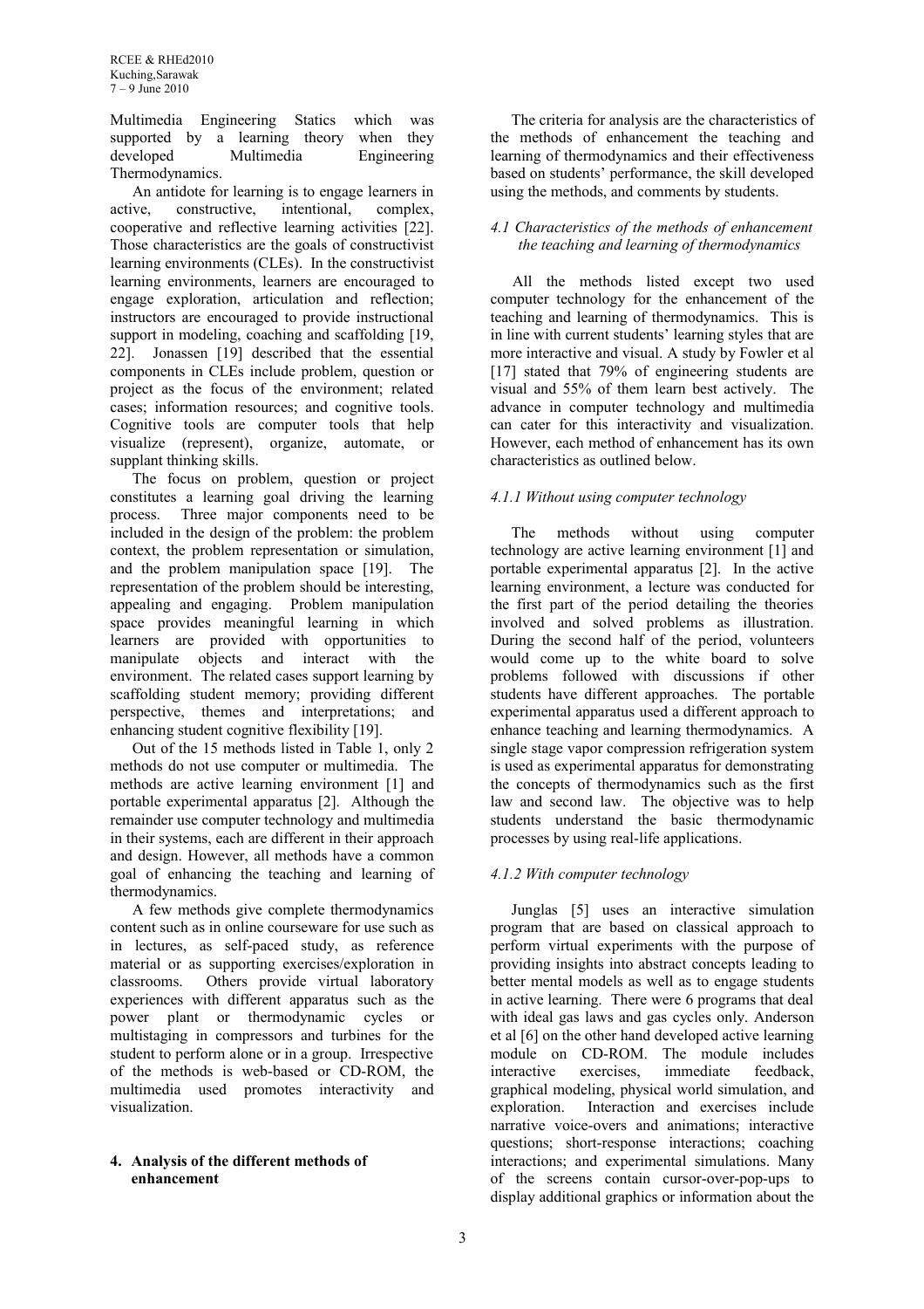Multimedia Engineering Statics which was supported by a learning theory when they developed Multimedia Engineering Thermodynamics.

An antidote for learning is to engage learners in active, constructive, intentional, complex, cooperative and reflective learning activities [22]. Those characteristics are the goals of constructivist learning environments (CLEs). In the constructivist learning environments, learners are encouraged to engage exploration, articulation and reflection; instructors are encouraged to provide instructional support in modeling, coaching and scaffolding [19, 22]. Jonassen [19] described that the essential components in CLEs include problem, question or project as the focus of the environment; related cases; information resources; and cognitive tools. Cognitive tools are computer tools that help visualize (represent), organize, automate, or supplant thinking skills.

The focus on problem, question or project constitutes a learning goal driving the learning process. Three major components need to be included in the design of the problem: the problem context, the problem representation or simulation, and the problem manipulation space [19]. The representation of the problem should be interesting, appealing and engaging. Problem manipulation space provides meaningful learning in which learners are provided with opportunities to manipulate objects and interact with the environment. The related cases support learning by scaffolding student memory; providing different perspective, themes and interpretations; and enhancing student cognitive flexibility [19].

Out of the 15 methods listed in Table 1, only 2 methods do not use computer or multimedia. The methods are active learning environment [1] and portable experimental apparatus [2]. Although the remainder use computer technology and multimedia in their systems, each are different in their approach and design. However, all methods have a common goal of enhancing the teaching and learning of thermodynamics.

A few methods give complete thermodynamics content such as in online courseware for use such as in lectures, as self-paced study, as reference material or as supporting exercises/exploration in classrooms. Others provide virtual laboratory experiences with different apparatus such as the power plant or thermodynamic cycles or multistaging in compressors and turbines for the student to perform alone or in a group. Irrespective of the methods is web-based or CD-ROM, the multimedia used promotes interactivity and visualization.

## 4. Analysis of the different methods of enhancement

The criteria for analysis are the characteristics of the methods of enhancement the teaching and learning of thermodynamics and their effectiveness based on students' performance, the skill developed using the methods, and comments by students.

### *4.1 Characteristics of the methods of enhancement the teaching and learning of thermodynamics*

All the methods listed except two used computer technology for the enhancement of the teaching and learning of thermodynamics. This is in line with current students' learning styles that are more interactive and visual. A study by Fowler et al [17] stated that 79% of engineering students are visual and 55% of them learn best actively. The advance in computer technology and multimedia can cater for this interactivity and visualization. However, each method of enhancement has its own characteristics as outlined below.

#### *4.1.1 Without using computer technology*

The methods without using computer technology are active learning environment [1] and portable experimental apparatus [2]. In the active learning environment, a lecture was conducted for the first part of the period detailing the theories involved and solved problems as illustration. During the second half of the period, volunteers would come up to the white board to solve problems followed with discussions if other students have different approaches. The portable experimental apparatus used a different approach to enhance teaching and learning thermodynamics. A single stage vapor compression refrigeration system is used as experimental apparatus for demonstrating the concepts of thermodynamics such as the first law and second law. The objective was to help students understand the basic thermodynamic processes by using real-life applications.

#### *4.1.2 With computer technology*

Junglas [5] uses an interactive simulation program that are based on classical approach to perform virtual experiments with the purpose of providing insights into abstract concepts leading to better mental models as well as to engage students in active learning. There were 6 programs that deal with ideal gas laws and gas cycles only. Anderson et al [6] on the other hand developed active learning module on CD-ROM. The module includes interactive exercises, immediate feedback, graphical modeling, physical world simulation, and exploration. Interaction and exercises include narrative voice-overs and animations; interactive questions; short-response interactions; coaching interactions; and experimental simulations. Many of the screens contain cursor-over-pop-ups to display additional graphics or information about the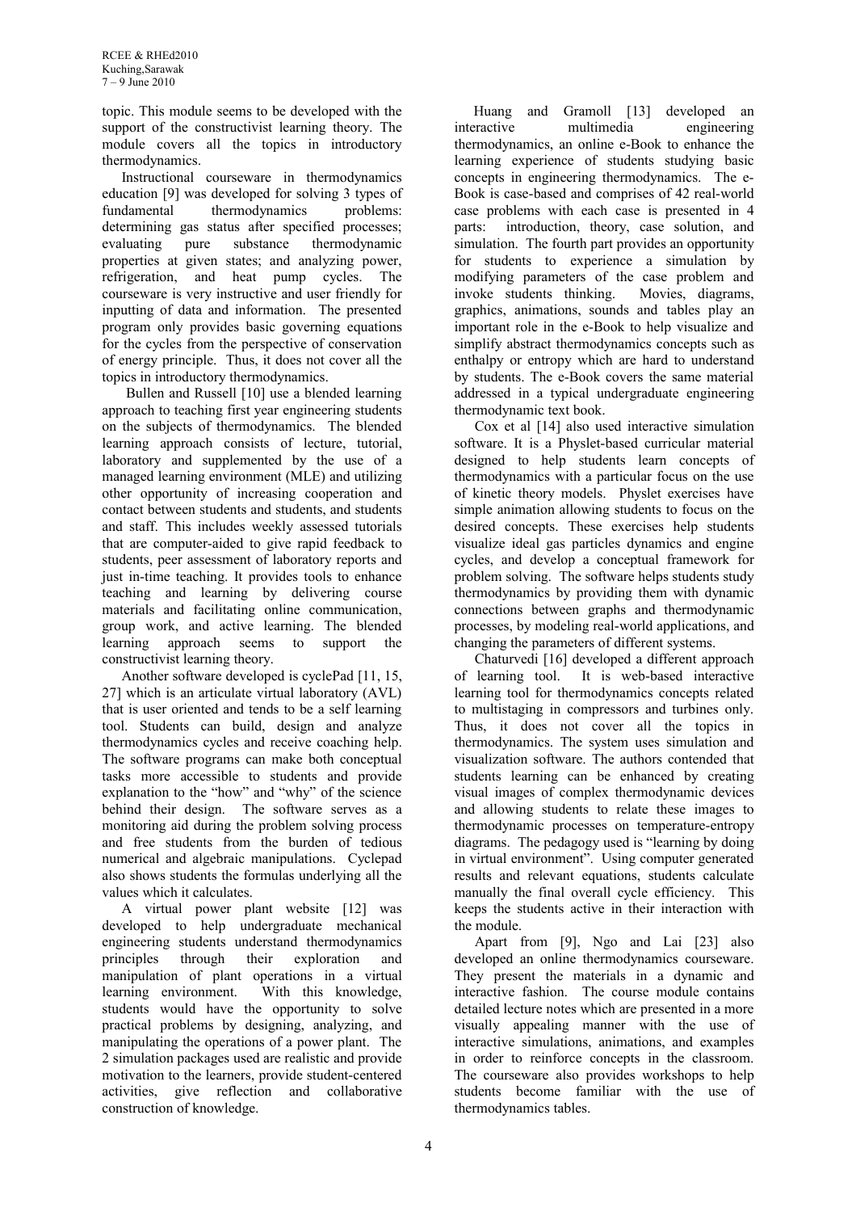topic. This module seems to be developed with the support of the constructivist learning theory. The module covers all the topics in introductory thermodynamics.

Instructional courseware in thermodynamics education [9] was developed for solving 3 types of fundamental thermodynamics problems: determining gas status after specified processes; evaluating pure substance thermodynamic properties at given states; and analyzing power, refrigeration, and heat pump cycles. The courseware is very instructive and user friendly for inputting of data and information. The presented program only provides basic governing equations for the cycles from the perspective of conservation of energy principle. Thus, it does not cover all the topics in introductory thermodynamics.

Bullen and Russell [10] use a blended learning approach to teaching first year engineering students on the subjects of thermodynamics. The blended learning approach consists of lecture, tutorial, laboratory and supplemented by the use of a managed learning environment (MLE) and utilizing other opportunity of increasing cooperation and contact between students and students, and students and staff. This includes weekly assessed tutorials that are computer-aided to give rapid feedback to students, peer assessment of laboratory reports and just in-time teaching. It provides tools to enhance teaching and learning by delivering course materials and facilitating online communication, group work, and active learning. The blended learning approach seems to support the constructivist learning theory.

Another software developed is cyclePad [11, 15, 27] which is an articulate virtual laboratory (AVL) that is user oriented and tends to be a self learning tool. Students can build, design and analyze thermodynamics cycles and receive coaching help. The software programs can make both conceptual tasks more accessible to students and provide explanation to the "how" and "why" of the science behind their design. The software serves as a monitoring aid during the problem solving process and free students from the burden of tedious numerical and algebraic manipulations. Cyclepad also shows students the formulas underlying all the values which it calculates.

A virtual power plant website [12] was developed to help undergraduate mechanical engineering students understand thermodynamics principles through their exploration and manipulation of plant operations in a virtual learning environment. With this knowledge, students would have the opportunity to solve practical problems by designing, analyzing, and manipulating the operations of a power plant. The 2 simulation packages used are realistic and provide motivation to the learners, provide student-centered activities, give reflection and collaborative construction of knowledge.

Huang and Gramoll [13] developed an interactive multimedia engineering thermodynamics, an online e-Book to enhance the learning experience of students studying basic concepts in engineering thermodynamics. The e-Book is case-based and comprises of 42 real-world case problems with each case is presented in 4 parts: introduction, theory, case solution, and simulation. The fourth part provides an opportunity for students to experience a simulation by modifying parameters of the case problem and invoke students thinking. Movies, diagrams, graphics, animations, sounds and tables play an important role in the e-Book to help visualize and simplify abstract thermodynamics concepts such as enthalpy or entropy which are hard to understand by students. The e-Book covers the same material addressed in a typical undergraduate engineering thermodynamic text book.

Cox et al [14] also used interactive simulation software. It is a Physlet-based curricular material designed to help students learn concepts of thermodynamics with a particular focus on the use of kinetic theory models. Physlet exercises have simple animation allowing students to focus on the desired concepts. These exercises help students visualize ideal gas particles dynamics and engine cycles, and develop a conceptual framework for problem solving. The software helps students study thermodynamics by providing them with dynamic connections between graphs and thermodynamic processes, by modeling real-world applications, and changing the parameters of different systems.

Chaturvedi [16] developed a different approach of learning tool. It is web-based interactive learning tool for thermodynamics concepts related to multistaging in compressors and turbines only. Thus, it does not cover all the topics in thermodynamics. The system uses simulation and visualization software. The authors contended that students learning can be enhanced by creating visual images of complex thermodynamic devices and allowing students to relate these images to thermodynamic processes on temperature-entropy diagrams. The pedagogy used is "learning by doing in virtual environment". Using computer generated results and relevant equations, students calculate manually the final overall cycle efficiency. This keeps the students active in their interaction with the module.

Apart from [9], Ngo and Lai [23] also developed an online thermodynamics courseware. They present the materials in a dynamic and interactive fashion. The course module contains detailed lecture notes which are presented in a more visually appealing manner with the use of interactive simulations, animations, and examples in order to reinforce concepts in the classroom. The courseware also provides workshops to help students become familiar with the use of thermodynamics tables.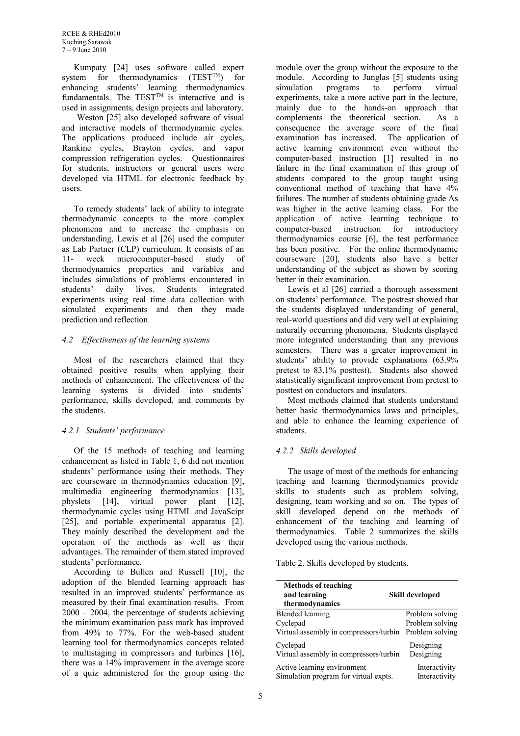Kumpaty [24] uses software called expert system for thermodynamics (TEST™) for enhancing students' learning thermodynamics fundamentals. The TEST™ is interactive and is used in assignments, design projects and laboratory.

Weston [25] also developed software of visual and interactive models of thermodynamic cycles. The applications produced include air cycles, Rankine cycles, Brayton cycles, and vapor compression refrigeration cycles. Questionnaires for students, instructors or general users were developed via HTML for electronic feedback by users.

To remedy students' lack of ability to integrate thermodynamic concepts to the more complex phenomena and to increase the emphasis on understanding, Lewis et al [26] used the computer as Lab Partner (CLP) curriculum. It consists of an 11- week microcomputer-based study of thermodynamics properties and variables and includes simulations of problems encountered in students' daily lives. Students integrated experiments using real time data collection with simulated experiments and then they made prediction and reflection.

### *4.2 Effectiveness of the learning systems*

Most of the researchers claimed that they obtained positive results when applying their methods of enhancement. The effectiveness of the learning systems is divided into students' performance, skills developed, and comments by the students.

#### *4.2.1 Students' performance*

Of the 15 methods of teaching and learning enhancement as listed in Table 1, 6 did not mention students' performance using their methods. They are courseware in thermodynamics education [9], multimedia engineering thermodynamics [13], physlets [14], virtual power plant [12], thermodynamic cycles using HTML and JavaScipt [25], and portable experimental apparatus [2]. They mainly described the development and the operation of the methods as well as their advantages. The remainder of them stated improved students' performance.

According to Bullen and Russell [10], the adoption of the blended learning approach has resulted in an improved students' performance as measured by their final examination results. From 2000 – 2004, the percentage of students achieving the minimum examination pass mark has improved from 49% to 77%. For the web-based student learning tool for thermodynamics concepts related to multistaging in compressors and turbines [16], there was a 14% improvement in the average score of a quiz administered for the group using the module over the group without the exposure to the module. According to Junglas [5] students using simulation programs to perform virtual experiments, take a more active part in the lecture, mainly due to the hands-on approach that complements the theoretical section. As a consequence the average score of the final examination has increased. The application of active learning environment even without the computer-based instruction [1] resulted in no failure in the final examination of this group of students compared to the group taught using conventional method of teaching that have 4% failures. The number of students obtaining grade As was higher in the active learning class. For the application of active learning technique to computer-based instruction for introductory thermodynamics course [6], the test performance has been positive. For the online thermodynamic courseware [20], students also have a better understanding of the subject as shown by scoring better in their examination.

Lewis et al [26] carried a thorough assessment on students' performance. The posttest showed that the students displayed understanding of general, real-world questions and did very well at explaining naturally occurring phenomena. Students displayed more integrated understanding than any previous semesters. There was a greater improvement in students' ability to provide explanations (63.9% pretest to 83.1% posttest). Students also showed statistically significant improvement from pretest to posttest on conductors and insulators.

Most methods claimed that students understand better basic thermodynamics laws and principles, and able to enhance the learning experience of students.

#### *4.2.2 Skills developed*

The usage of most of the methods for enhancing teaching and learning thermodynamics provide skills to students such as problem solving, designing, team working and so on. The types of skill developed depend on the methods of enhancement of the teaching and learning of thermodynamics. Table 2 summarizes the skills developed using the various methods.

Table 2. Skills developed by students.

| Methods of teaching and learning thermodynamics | Skill developed |
|---|---|
| Blended learning | Problem solving |
| Cyclepad | Problem solving |
| Virtual assembly in compressors/turbin | Problem solving |
| Cyclepad | Designing |
| Virtual assembly in compressors/turbin | Designing |
| Active learning environment | Interactivity |
| Simulation program for virtual expts. | Interactivity |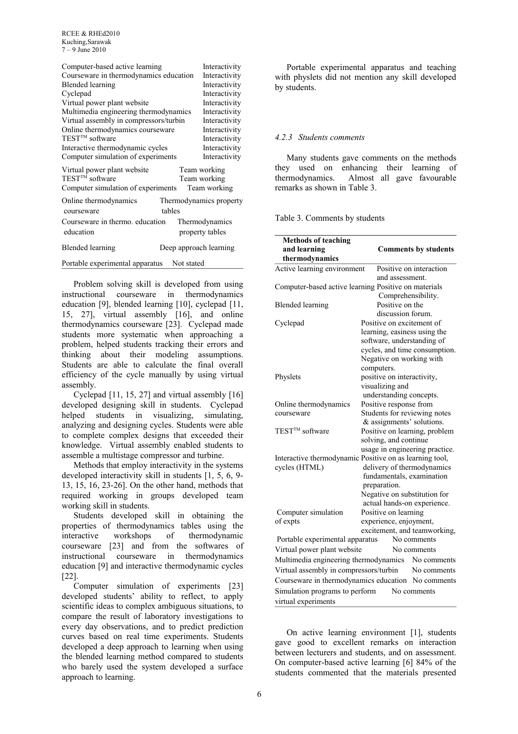| | |
|---|---|
| Computer-based active learning | Interactivity |
| Courseware in thermodynamics education | Interactivity |
| Blended learning | Interactivity |
| Cyclepad | Interactivity |
| Virtual power plant website | Interactivity |
| Multimedia engineering thermodynamics | Interactivity |
| Virtual assembly in compressors/turbin | Interactivity |
| Online thermodynamics courseware | Interactivity |
| TEST$^{TM}$ software | Interactivity |
| Interactive thermodynamic cycles | Interactivity |
| Computer simulation of experiments | Interactivity |
| Virtual power plant website | Team working |
| TEST$^{TM}$ software | Team working |
| Computer simulation of experiments | Team working |
| Online thermodynamics courseware | Thermodynamics property tables |
| Courseware in thermo. education education | Thermodynamics property tables |
| Blended learning | Deep approach learning |
| Portable experimental apparatus | Not stated |

Problem solving skill is developed from using instructional courseware in thermodynamics education [9], blended learning [10], cyclepad [11, 15, 27], virtual assembly [16], and online thermodynamics courseware [23]. Cyclepad made students more systematic when approaching a problem, helped students tracking their errors and thinking about their modeling assumptions. Students are able to calculate the final overall efficiency of the cycle manually by using virtual assembly.

Cyclepad [11, 15, 27] and virtual assembly [16] developed designing skill in students. Cyclepad helped students in visualizing, simulating, analyzing and designing cycles. Students were able to complete complex designs that exceeded their knowledge. Virtual assembly enabled students to assemble a multistage compressor and turbine.

Methods that employ interactivity in the systems developed interactivity skill in students [1, 5, 6, 9-13, 15, 16, 23-26]. On the other hand, methods that required working in groups developed team working skill in students.

Students developed skill in obtaining the properties of thermodynamics tables using the interactive workshops of thermodynamic courseware [23] and from the softwares of instructional courseware in thermodynamics education [9] and interactive thermodynamic cycles [22].

Computer simulation of experiments [23] developed students' ability to reflect, to apply scientific ideas to complex ambiguous situations, to compare the result of laboratory investigations to every day observations, and to predict prediction curves based on real time experiments. Students developed a deep approach to learning when using the blended learning method compared to students who barely used the system developed a surface approach to learning.

Portable experimental apparatus and teaching with physlets did not mention any skill developed by students.

#### *4.2.3 Students comments*

Many students gave comments on the methods they used on enhancing their learning of thermodynamics. Almost all gave favourable remarks as shown in Table 3.

Table 3. Comments by students

| Methods of teaching and learning thermodynamics | Comments by students |
|---|---|
| Active learning environment | Positive on interaction and assessment. |
| Computer-based active learning | Positive on materials Comprehensibility. |
| Blended learning | Positive on the discussion forum. |
| Cyclepad | Positive on excitement of learning, easiness using the software, understanding of cycles, and time consumption. Negative on working with computers. |
| Physlets | positive on interactivity, visualizing and understanding concepts. |
| Online thermodynamics courseware | Positive response from Students for reviewing notes & assignments' solutions. |
| TEST$^{TM}$ software | Positive on learning, problem solving, and continue usage in engineering practice. |
| Interactive thermodynamic cycles (HTML) | Positive on as learning tool, delivery of thermodynamics fundamentals, examination preparation. Negative on substitution for actual hands-on experience. |
| Computer simulation of expts | Positive on learning experience, enjoyment, excitement, and teamworking, |
| Portable experimental apparatus | No comments |
| Virtual power plant website | No comments |
| Multimedia engineering thermodynamics | No comments |
| Virtual assembly in compressors/turbin | No comments |
| Courseware in thermodynamics education | No comments |
| Simulation programs to perform virtual experiments | No comments |

On active learning environment [1], students gave good to excellent remarks on interaction between lecturers and students, and on assessment. On computer-based active learning [6] 84% of the students commented that the materials presented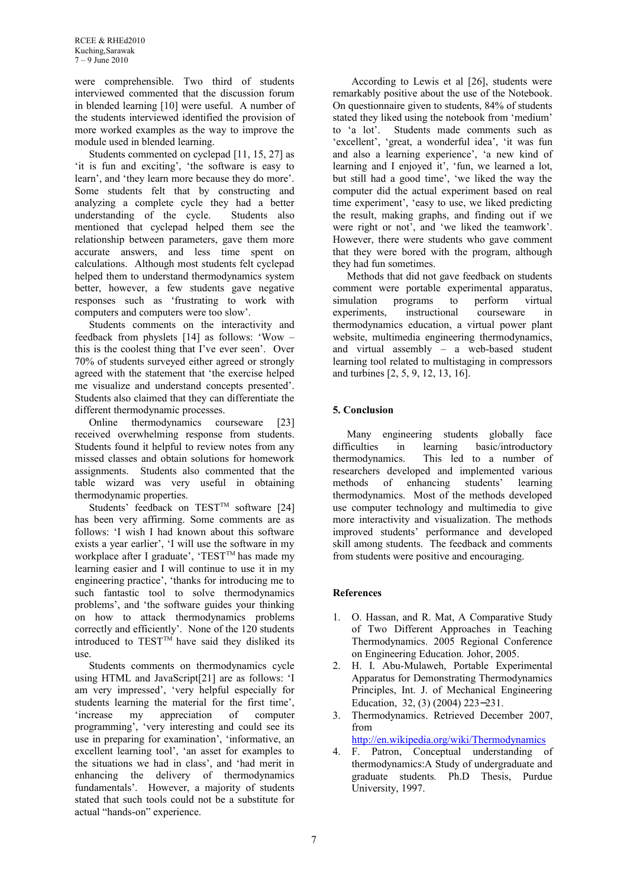were comprehensible. Two third of students interviewed commented that the discussion forum in blended learning [10] were useful. A number of the students interviewed identified the provision of more worked examples as the way to improve the module used in blended learning.

Students commented on cyclepad [11, 15, 27] as 'it is fun and exciting', 'the software is easy to learn', and 'they learn more because they do more'. Some students felt that by constructing and analyzing a complete cycle they had a better understanding of the cycle. Students also mentioned that cyclepad helped them see the relationship between parameters, gave them more accurate answers, and less time spent on calculations. Although most students felt cyclepad helped them to understand thermodynamics system better, however, a few students gave negative responses such as 'frustrating to work with computers and computers were too slow'.

Students comments on the interactivity and feedback from physlets [14] as follows: 'Wow – this is the coolest thing that I've ever seen'. Over 70% of students surveyed either agreed or strongly agreed with the statement that 'the exercise helped me visualize and understand concepts presented'. Students also claimed that they can differentiate the different thermodynamic processes.

Online thermodynamics courseware [23] received overwhelming response from students. Students found it helpful to review notes from any missed classes and obtain solutions for homework assignments. Students also commented that the table wizard was very useful in obtaining thermodynamic properties.

Students' feedback on TEST™ software [24] has been very affirming. Some comments are as follows: 'I wish I had known about this software exists a year earlier', 'I will use the software in my workplace after I graduate', 'TEST™ has made my learning easier and I will continue to use it in my engineering practice', 'thanks for introducing me to such fantastic tool to solve thermodynamics problems', and 'the software guides your thinking on how to attack thermodynamics problems correctly and efficiently'. None of the 120 students introduced to TEST™ have said they disliked its use.

Students comments on thermodynamics cycle using HTML and JavaScript[21] are as follows: 'I am very impressed', 'very helpful especially for students learning the material for the first time', 'increase my appreciation of computer programming', 'very interesting and could see its use in preparing for examination', 'informative, an excellent learning tool', 'an asset for examples to the situations we had in class', and 'had merit in enhancing the delivery of thermodynamics fundamentals'. However, a majority of students stated that such tools could not be a substitute for actual "hands-on" experience.

According to Lewis et al [26], students were remarkably positive about the use of the Notebook. On questionnaire given to students, 84% of students stated they liked using the notebook from 'medium' to 'a lot'. Students made comments such as 'excellent', 'great, a wonderful idea', 'it was fun and also a learning experience', 'a new kind of learning and I enjoyed it', 'fun, we learned a lot, but still had a good time', 'we liked the way the computer did the actual experiment based on real time experiment', 'easy to use, we liked predicting the result, making graphs, and finding out if we were right or not', and 'we liked the teamwork'. However, there were students who gave comment that they were bored with the program, although they had fun sometimes.

Methods that did not gave feedback on students comment were portable experimental apparatus, simulation programs to perform virtual experiments, instructional courseware in thermodynamics education, a virtual power plant website, multimedia engineering thermodynamics, and virtual assembly – a web-based student learning tool related to multistaging in compressors and turbines [2, 5, 9, 12, 13, 16].

## 5. Conclusion

Many engineering students globally face difficulties in learning basic/introductory thermodynamics. This led to a number of researchers developed and implemented various methods of enhancing students' learning thermodynamics. Most of the methods developed use computer technology and multimedia to give more interactivity and visualization. The methods improved students' performance and developed skill among students. The feedback and comments from students were positive and encouraging.

## References

1. O. Hassan, and R. Mat, A Comparative Study of Two Different Approaches in Teaching Thermodynamics. 2005 Regional Conference on Engineering Education. Johor, 2005.
2. H. I. Abu-Mulaweh, Portable Experimental Apparatus for Demonstrating Thermodynamics Principles, Int. J. of Mechanical Engineering Education, 32, (3) (2004) 223–231.
3. Thermodynamics. Retrieved December 2007, from http://en.wikipedia.org/wiki/Thermodynamics
4. F. Patron, Conceptual understanding of thermodynamics:A Study of undergraduate and graduate students. Ph.D Thesis, Purdue University, 1997.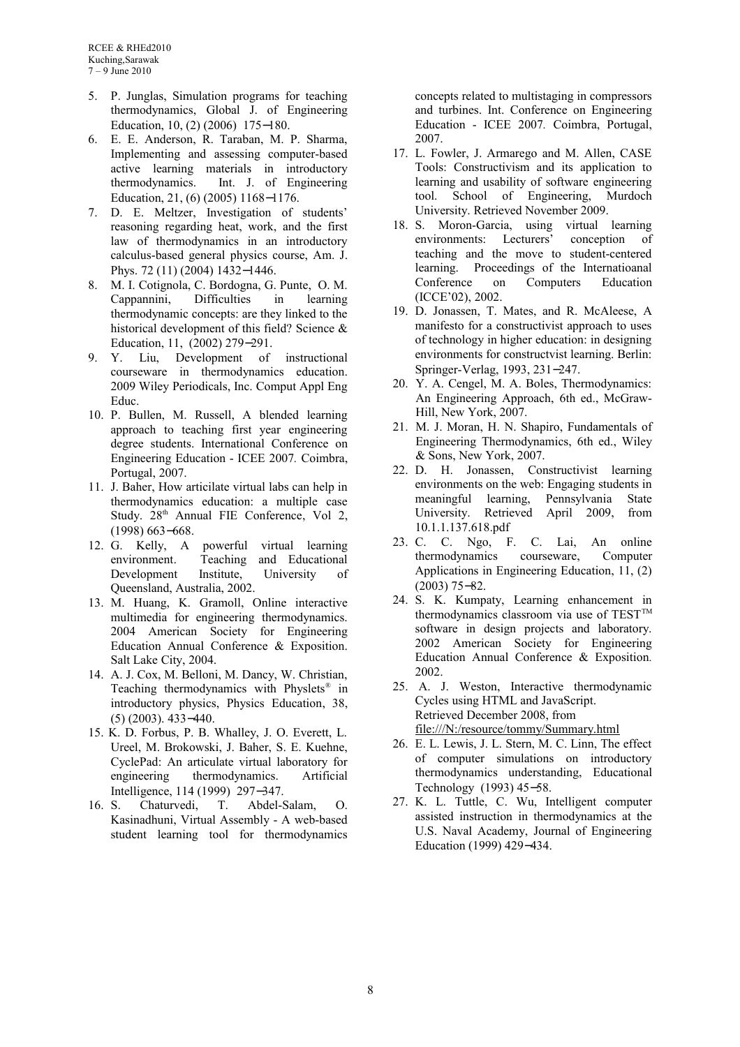5. P. Junglas, Simulation programs for teaching thermodynamics, Global J. of Engineering Education, 10, (2) (2006) 175‒180.
6. E. E. Anderson, R. Taraban, M. P. Sharma, Implementing and assessing computer-based active learning materials in introductory thermodynamics. Int. J. of Engineering Education, 21, (6) (2005) 1168‒1176.
7. D. E. Meltzer, Investigation of students' reasoning regarding heat, work, and the first law of thermodynamics in an introductory calculus-based general physics course, Am. J. Phys. 72 (11) (2004) 1432‒1446.
8. M. I. Cotignola, C. Bordogna, G. Punte, O. M. Cappannini, Difficulties in learning thermodynamic concepts: are they linked to the historical development of this field? Science & Education, 11, (2002) 279‒291.
9. Y. Liu, Development of instructional courseware in thermodynamics education. 2009 Wiley Periodicals, Inc. Comput Appl Eng Educ.
10. P. Bullen, M. Russell, A blended learning approach to teaching first year engineering degree students. International Conference on Engineering Education - ICEE 2007. Coimbra, Portugal, 2007.
11. J. Baher, How articilate virtual labs can help in thermodynamics education: a multiple case Study. 28th Annual FIE Conference, Vol 2, (1998) 663‒668.
12. G. Kelly, A powerful virtual learning environment. Teaching and Educational Development Institute, University of Queensland, Australia, 2002.
13. M. Huang, K. Gramoll, Online interactive multimedia for engineering thermodynamics. 2004 American Society for Engineering Education Annual Conference & Exposition. Salt Lake City, 2004.
14. A. J. Cox, M. Belloni, M. Dancy, W. Christian, Teaching thermodynamics with Physlets® in introductory physics, Physics Education, 38, (5) (2003). 433‒440.
15. K. D. Forbus, P. B. Whalley, J. O. Everett, L. Ureel, M. Brokowski, J. Baher, S. E. Kuehne, CyclePad: An articulate virtual laboratory for engineering thermodynamics. Artificial Intelligence, 114 (1999) 297‒347.
16. S. Chaturvedi, T. Abdel-Salam, O. Kasinadhuni, Virtual Assembly - A web-based student learning tool for thermodynamics concepts related to multistaging in compressors and turbines. Int. Conference on Engineering Education - ICEE 2007. Coimbra, Portugal, 2007.
17. L. Fowler, J. Armarego and M. Allen, CASE Tools: Constructivism and its application to learning and usability of software engineering tool. School of Engineering, Murdoch University. Retrieved November 2009.
18. S. Moron-Garcia, using virtual learning environments: Lecturers' conception of teaching and the move to student-centered learning. Proceedings of the Internatioanal Conference on Computers Education (ICCE'02), 2002.
19. D. Jonassen, T. Mates, and R. McAleese, A manifesto for a constructivist approach to uses of technology in higher education: in designing environments for constructvist learning. Berlin: Springer-Verlag, 1993, 231‒247.
20. Y. A. Cengel, M. A. Boles, Thermodynamics: An Engineering Approach, 6th ed., McGraw-Hill, New York, 2007.
21. M. J. Moran, H. N. Shapiro, Fundamentals of Engineering Thermodynamics, 6th ed., Wiley & Sons, New York, 2007.
22. D. H. Jonassen, Constructivist learning environments on the web: Engaging students in meaningful learning, Pennsylvania State University. Retrieved April 2009, from 10.1.1.137.618.pdf
23. C. C. Ngo, F. C. Lai, An online thermodynamics courseware, Computer Applications in Engineering Education, 11, (2) (2003) 75‒82.
24. S. K. Kumpaty, Learning enhancement in thermodynamics classroom via use of TEST™ software in design projects and laboratory. 2002 American Society for Engineering Education Annual Conference & Exposition. 2002.
25. A. J. Weston, Interactive thermodynamic Cycles using HTML and JavaScript. Retrieved December 2008, from file:///N:/resource/tommy/Summary.html
26. E. L. Lewis, J. L. Stern, M. C. Linn, The effect of computer simulations on introductory thermodynamics understanding, Educational Technology (1993) 45‒58.
27. K. L. Tuttle, C. Wu, Intelligent computer assisted instruction in thermodynamics at the U.S. Naval Academy, Journal of Engineering Education (1999) 429‒434.